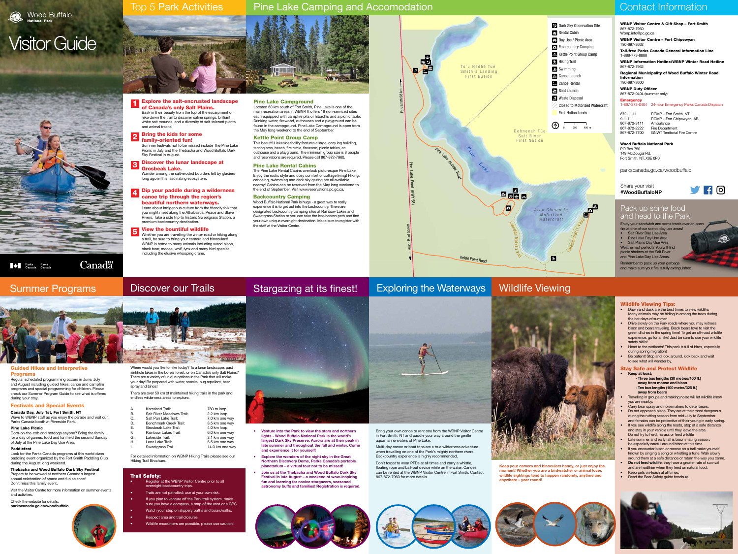# Wood Buffalo National Park Visitor Guide

## Top 5 Park Activities

**1. Explore the salt-encrusted landscape of Canada's only Salt Plains.**
Bask in their beauty from the top of the escarpment or hike down the trail to discover saline springs, brilliant white salt mounds, and a diversity of salt-tolerant plants and animal tracks!

**2. Bring the kids for some family-oriented fun!**
Summer festivals not to be missed include The Pine Lake Picnic in July and the Thebacha and Wood Buffalo Dark Sky Festival in August.

**3. Discover the lunar landscape at Grosbeak Lake.**
Wander among the salt-eroded boulders left by glaciers long ago in this fascinating ecosystem.

**4. Dip your paddle during a wilderness canoe trip through the region's beautiful northern waterways.**
Learn about Indigenous culture from the friendly folk that you might meet along the Athabasca, Peace and Slave Rivers. Take a side trip to historic Sweetgrass Station, a premium backcountry destination.

**5. View the bountiful wildlife**
Whether you are travelling the winter road or hiking along a trail, be sure to bring your camera and binoculars! WBNP is home to many animals including wood bison, black bear, moose, wolf, lynx and many bird species including the elusive whooping crane.

## Pine Lake Camping and Accomodation

### Pine Lake Campground
Located 60 km south of Fort Smith, Pine Lake is one of the main recreation areas in WBNP. It offers 19 non-serviced sites each equipped with campfire pits or hibachis and a picnic table. Drinking water, firewood, outhouses and a playground can be found in the campground. Pine Lake Campground is open from the May long weekend to the end of September.

### Kettle Point Group Camp
This beautiful lakeside facility features a large, cozy log building, tenting area, beach, fire circle, firewood, picnic tables, an outhouse and a playground. The minimum group size is 8 people and reservations are required. Please call 867-872-7960.

### Pine Lake Rental Cabins
The Pine Lake Rental Cabins overlook picturesque Pine Lake. Enjoy the rustic style and cozy comfort of cottage living! Hiking, canoeing, swimming and dark sky gazing are all available nearby! Cabins can be reserved from the May long weekend to the end of September. Visit www.reservations.pc.gc.ca.

### Backcountry Camping
Wood Buffalo National Park is huge - a great way to really experience it is to get out into the backcountry. There are designated backcountry camping sites at Rainbow Lakes and Sweetgrass Station or you can take the less beaten path and find your own unique overnight destination. Make sure to register with the staff at the Visitor Centre.

Map legend: Dark Sky Observation Site; Rental Cabin; Day Use / Picnic Area; Frontcountry Camping; Kettle Point Group Camp; Hiking Trail; Swimming; Canoe Launch; Canoe Rental; Boat Launch; Waste Disposal; Closed to Motorized Watercraft; First Nation Lands

Map labels: Ts'u Nedhé Tué Smith's Landing First Nation; Dehneeah Tüe Salt River First Nation; Pine Lake; Pine Lake Access Road; Pine Lake Road (HWY 5B); Fort Smith 58 km; Peace Point 55 km; Area Closed to Motorized Watercraft; Lakeside Trail (1.7 km); Lakeside Trail (1.4 km); Kettle Point Road

## Contact Information

**WBNP Visitor Centre & Gift Shop – Fort Smith**
867-872-7960
Wbnp.info@pc.gc.ca

**WBNP Visitor Centre – Fort Chipewyan**
780-697-3662

**Toll-free Parks Canada General Information Line**
1-888-773-8888

**WBNP Information Hotline/WBNP Winter Road Hotline**
867-872-7962

**Regional Municipality of Wood Buffalo Winter Road Information**
780-697-3600

**WBNP Duty Officer**
867-872-0404 (summer only)

**Emergency**
1-867-872-0404 24-hour Emergency Parks Canada Dispatch

| | |
|---|---|
| 872-1111 | RCMP – Fort Smith, NT |
| 9-1-1 | RCMP – Fort Chipewyan, AB |
| 867-872-3111 | Ambulance |
| 867-872-2222 | Fire Department |
| 867-872-7700 | GNWT Territorial Fire Centre |

**Wood Buffalo National Park**
PO Box 750
149 McDougal Rd.
Fort Smith, NT. X0E 0P0

parkscanada.gc.ca/woodbuffalo

Share your visit
**#WoodBuffaloNP**

### Pack up some food and head to the Park!
Enjoy your sandwich and some treats over an open fire at one of our scenic day use areas!
- Salt River Day Use Area
- Pine Lake Day Use Area
- Salt Plains Day Use Area

Weather not perfect? You will find picnic shelters at the Salt River and Pine Lake Day Use Areas.

Remember to pack up your garbage and make sure your fire is fully extinguished.

## Summer Programs

### Guided Hikes and Interpretive Programs
Regular scheduled programming occurs in June, July and August including guided hikes, canoe and campfire programs and special programming for children. Please check our Summer Program Guide to see what is offered during your stay.

### Festivals and Special Events

**Canada Day, July 1st, Fort Smith, NT**
Wave to WBNP staff as you enjoy the parade and visit our Parks Canada booth at Riverside Park.

**Pine Lake Picnic**
Corn-on-the-cob and hotdogs anyone? Bring the family for a day of games, food and fun held the second Sunday of July at the Pine Lake Day Use Area.

**Paddlefest**
Look for the Parks Canada programs at this world class paddling event organized by the Fort Smith Paddling Club during the August long weekend.

**Thebacha and Wood Buffalo Dark Sky Festival**
Prepare to be wowed at northern Canada's largest annual celebration of space and fun science! Don't miss this family event.

Visit the Visitor Centre for more information on summer events and activities.

Check the website for details:
**parkscanada.gc.ca/woodbuffalo**

## Discover our Trails

Grosbeak Lake

Where would you like to hike today? To a lunar landscape; past sinkhole lakes in the boreal forest; or on Canada's only Salt Plains? There are a variety of unique options in the Park that will make your day! Be prepared with water, snacks, bug repellant, bear spray and binos!

There are over 50 km of maintained hiking trails in the park and endless wilderness areas to explore.

| | | |
|---|---|---|
| A. | Karstland Trail: | 780 m loop |
| B. | Salt River Meadows Trail: | 2.2 km loop |
| C. | Salt Pan Lake Trail: | 7.0 km one way |
| D. | Benchmark Creek Trail: | 8.5 km one way |
| E. | Grosbeak Lake Trail: | 4.0 km loop |
| F. | Rainbow Lakes Trail: | 6.0 km one way |
| G. | Lakeside Trail: | 3.1 km one way |
| H. | Lane Lake Trail: | 6.5 km one way |
| I. | Sweetgrass Trail: | 14.0 km one way |

For detailed information on WBNP Hiking Trails please see our Hiking Trail Brochure.

### Trail Safety:
- Register at the WBNP Visitor Centre prior to all overnight backcountry trips.
- Trails are not patrolled; use at your own risk.
- If you plan to venture off the Park trail system, make sure you have a compass, a map of the area or a GPS.
- Watch your step on slippery paths and boardwalks.
- Respect area and trail closures.
- Wildlife encounters are possible, please use caution!

## Stargazing at its finest!

- **Venture into the Park to view the stars and northern lights - Wood Buffalo National Park is the world's largest Dark Sky Preserve. Aurora are at their peak in late summer and throughout the fall and winter. Come and experience it for yourself!**
- **Explore the wonders of the night sky in the Great Northern Discovery Dome, Parks Canada's portable planetarium – a virtual tour not to be missed!**
- **Join us at the Thebacha and Wood Buffalo Dark Sky Festival in late August – a weekend of wow-inspiring fun and learning for novice stargazers, seasoned astronomy buffs and families! Registration is required.**

## Exploring the Waterways

Bring your own canoe or rent one from the WBNP Visitor Centre in Fort Smith, NT and paddle your way around the gentle aquamarine waters of Pine Lake.

Multi-day canoe or boat trips are a true wilderness adventure when travelling on one of the Park's mighty northern rivers. Backcountry experience is highly recommended.

Don't forget to wear PFDs at all times and carry a whistle, floating rope and bail-out device while on the water. Canoes can be rented at the WBNP Visitor Centre in Fort Smith. Contact 867-872-7960 for more details.

## Wildlife Viewing

**Keep your camera and binoculars handy, or just enjoy the moment! Whether you are a birdwatcher or animal lover, wildlife sightings tend to happen randomly, anytime and anywhere – year round!**

### Wildlife Viewing Tips:
- Dawn and dusk are the best times to view wildlife. Many animals may be hiding in among the trees during the hot days of summer.
- Drive slowly on the Park roads where you may witness bison and bears traveling. Black bears love to visit the green ditches in the spring time! To get an off-road wildlife experience, go for a hike! Just be sure to use your wildlife safety skills!
- Head to the wetlands! This park is full of birds, especially during spring migration!
- Be patient! Stop and look around, kick back and wait to see what will wander by.

### Stay Safe and Protect Wildlife
- **Keep at least:**
  - **Three bus lengths (30 metres/100 ft.) away from moose and bison**
  - **Ten bus lengths (100 metre/325 ft.) away from bears**
- Travelling in groups and making noise will let wildlife know you are nearby.
- Carry bear spray and noisemakers to deter bears.
- Do not approach bison. They are at their most dangerous during the rutting season from mid-July to September and females can be protective of their young in early spring.
- If you see wildlife along the roads, stop at a safe distance and stay in your vehicle until they leave the area. Do not try to herd, harass or feed wildlife
- Late summer and early fall is bison mating season; be especially careful around bison at this time.
- If you encounter bison or moose on a trail make yourself known by singing a song or whistling a tune. Walk slowly around them at a safe distance or return the way you came.
- **Do not feed wildlife**; they have a greater rate of survival and are healthier when they feed on natural food.
- Keep pets on-leash at all times.
- Read the Bear Safety guide brochure.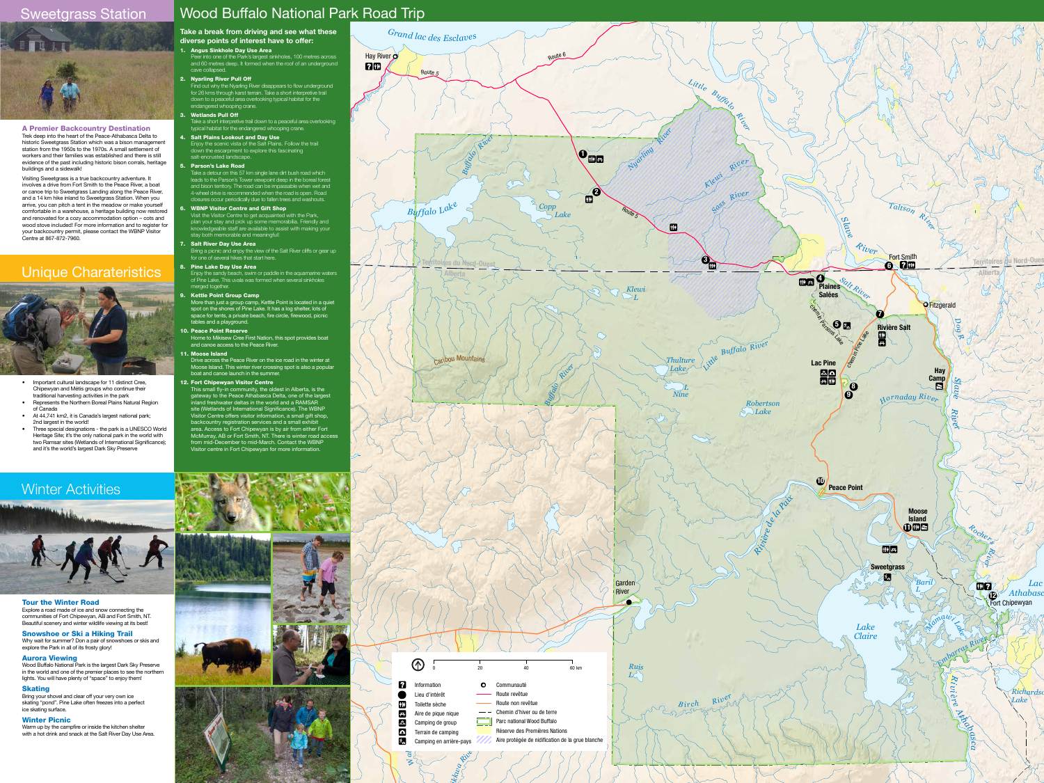# Sweetgrass Station

## A Premier Backcountry Destination

Trek deep into the heart of the Peace-Athabasca Delta to historic Sweetgrass Station which was a bison management station from the 1950s to the 1970s. A small settlement of workers and their families was established and there is still evidence of the past including historic bison corrals, heritage buildings and a sidewalk!

Visiting Sweetgrass is a true backcountry adventure. It involves a drive from Fort Smith to the Peace River, a boat or canoe trip to Sweetgrass Landing along the Peace River, and a 14 km hike inland to Sweetgrass Station. When you arrive, you can pitch a tent in the meadow or make yourself comfortable in a warehouse, a heritage building now restored and renovated for a cozy accommodation option – cots and wood stove included! For more information and to register for your backcountry permit, please contact the WBNP Visitor Centre at 867-872-7960.

# Unique Charateristics

- Important cultural landscape for 11 distinct Cree, Chipewyan and Métis groups who continue their traditional harvesting activities in the park
- Represents the Northern Boreal Plains Natural Region of Canada
- At 44,741 km2, it is Canada's largest national park; 2nd largest in the world!
- Three special designations - the park is a UNESCO World Heritage Site; it's the only national park in the world with two Ramsar sites (Wetlands of International Significance); and it's the world's largest Dark Sky Preserve

# Winter Activities

### Tour the Winter Road

Explore a road made of ice and snow connecting the communities of Fort Chipewyan, AB and Fort Smith, NT. Beautiful scenery and winter wildlife viewing at its best!

### Snowshoe or Ski a Hiking Trail

Why wait for summer? Don a pair of snowshoes or skis and explore the Park in all of its frosty glory!

### Aurora Viewing

Wood Buffalo National Park is the largest Dark Sky Preserve in the world and one of the premier places to see the northern lights. You will have plenty of "space" to enjoy them!

### Skating

Bring your shovel and clear off your very own ice skating "pond". Pine Lake often freezes into a perfect ice skating surface.

### Winter Picnic

Warm up by the campfire or inside the kitchen shelter with a hot drink and snack at the Salt River Day Use Area.

# Wood Buffalo National Park Road Trip

**Take a break from driving and see what these diverse points of interest have to offer:**

1. **Angus Sinkhole Day Use Area**
   Peer into one of the Park's largest sinkholes, 100 metres across and 60 metres deep. It formed when the roof of an underground cave collapsed.
2. **Nyarling River Pull Off**
   Find out why the Nyarling River disappears to flow underground for 26 kms through karst terrain. Take a short interpretive trail down to a peaceful area overlooking typical habitat for the endangered whooping crane.
3. **Wetlands Pull Off**
   Take a short interpretive trail down to a peaceful area overlooking typical habitat for the endangered whooping crane.
4. **Salt Plains Lookout and Day Use**
   Enjoy the scenic vista of the Salt Plains. Follow the trail down the escarpment to explore this fascinating salt-encrusted landscape.
5. **Parson's Lake Road**
   Take a detour on this 57 km single lane dirt bush road which leads to the Parson's Tower viewpoint deep in the boreal forest and bison territory. The road can be impassable when wet and 4-wheel drive is recommended when the road is open. Road closures occur periodically due to fallen trees and washouts.
6. **WBNP Visitor Centre and Gift Shop**
   Visit the Visitor Centre to get acquainted with the Park, plan your stay and pick up some memorabilia. Friendly and knowledgeable staff are available to assist with making your stay both memorable and meaningful!
7. **Salt River Day Use Area**
   Bring a picnic and enjoy the view of the Salt River cliffs or gear up for one of several hikes that start here.
8. **Pine Lake Day Use Area**
   Enjoy the sandy beach, swim or paddle in the aquamarine waters of Pine Lake. This uvala was formed when several sinkholes merged together.
9. **Kettle Point Group Camp**
   More than just a group camp, Kettle Point is located in a quiet spot on the shores of Pine Lake. It has a log shelter, lots of space for tents, a private beach, fire circle, firewood, picnic tables and a playground.
10. **Peace Point Reserve**
    Home to Mikisew Cree First Nation, this spot provides boat and canoe access to the Peace River.
11. **Moose Island**
    Drive across the Peace River on the ice road in the winter at Moose Island. This winter river crossing spot is also a popular boat and canoe launch in the summer.
12. **Fort Chipewyan Visitor Centre**
    This small fly-in community, the oldest in Alberta, is the gateway to the Peace Athabasca Delta, one of the largest inland freshwater deltas in the world and a RAMSAR site (Wetlands of International Significance). The WBNP Visitor Centre offers visitor information, a small gift shop, backcountry registration services and a small exhibit area. Access to Fort Chipewyan is by air from either Fort McMurray, AB or Fort Smith, NT. There is winter road access from mid-December to mid-March. Contact the WBNP Visitor centre in Fort Chipewyan for more information.

Grand lac des Esclaves
Hay River
Route 5
Route 6
Little Buffalo River
Nyarling River
Buffalo River
Buffalo Lake
Copp Lake
Klewi River
Sass River
Taltson River
Slave River
Fort Smith
Territoires du Nord-Ouest
Alberta
Klewi L
Plaines Salées
Salt River
Chemin Parsons Lake
Chemin Pine Lake
Fitzgerald
Dog R
Rivière Salt
Lac Pine
Hay Camp
Caribou Mountains
Thultue Lake
Little Buffalo River
L Nine
Robertson Lake
Hornaday River
Peace Point
Rivière de la Paix
Moose Island
Sweetgrass
Baril L
Rocher R
Lac Athabasca
Fort Chipewyan
Garden River
Lake Claire
Mamawi Lake
Embarras River
Rivière Athabasca
Richardson Lake
Ruis L
Birch River

0 20 40 60 km

Information
Lieu d'intérêt
Toilette sèche
Aire de pique nique
Camping de group
Terrain de camping
Camping en arrière-pays
Communauté
Route revêtue
Route non revêtue
Chemin d'hiver ou de terre
Parc national Wood Buffalo
Réserve des Premières Nations
Aire protégée de nidification de la grue blanche